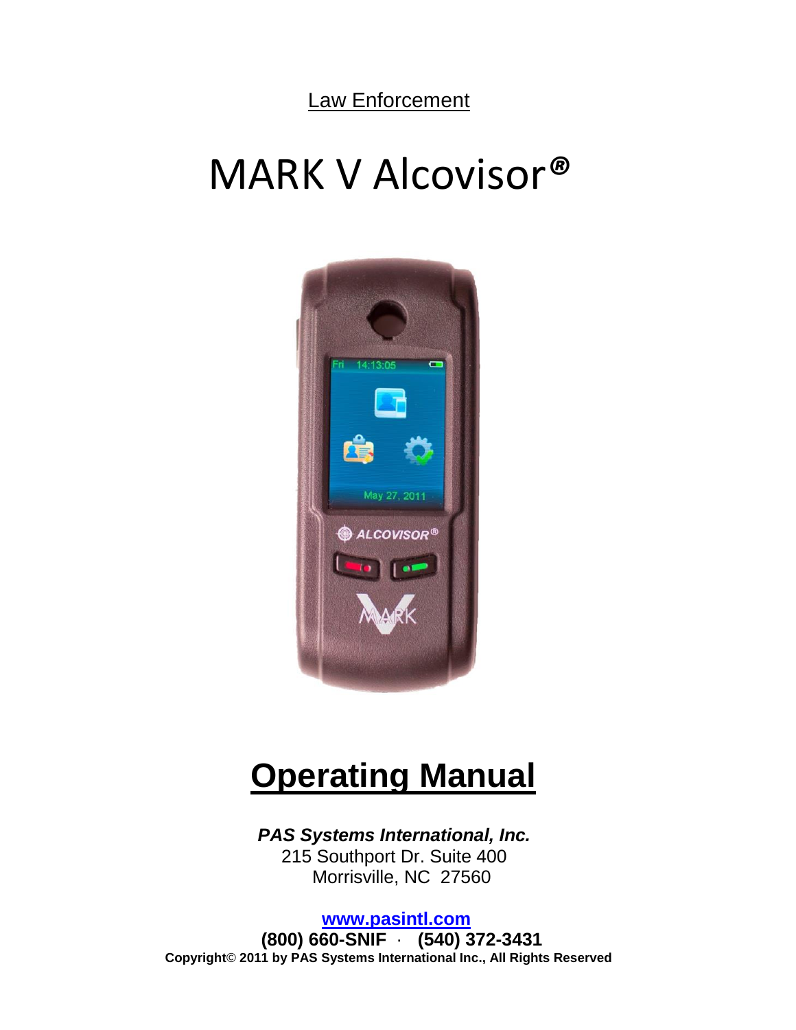Law Enforcement

# MARK V Alcovisor®

# Operating Manual

***PAS Systems International, Inc.***
215 Southport Dr. Suite 400
Morrisville, NC 27560

**www.pasintl.com**
**(800) 660-SNIF · (540) 372-3431**
**Copyright© 2011 by PAS Systems International Inc., All Rights Reserved**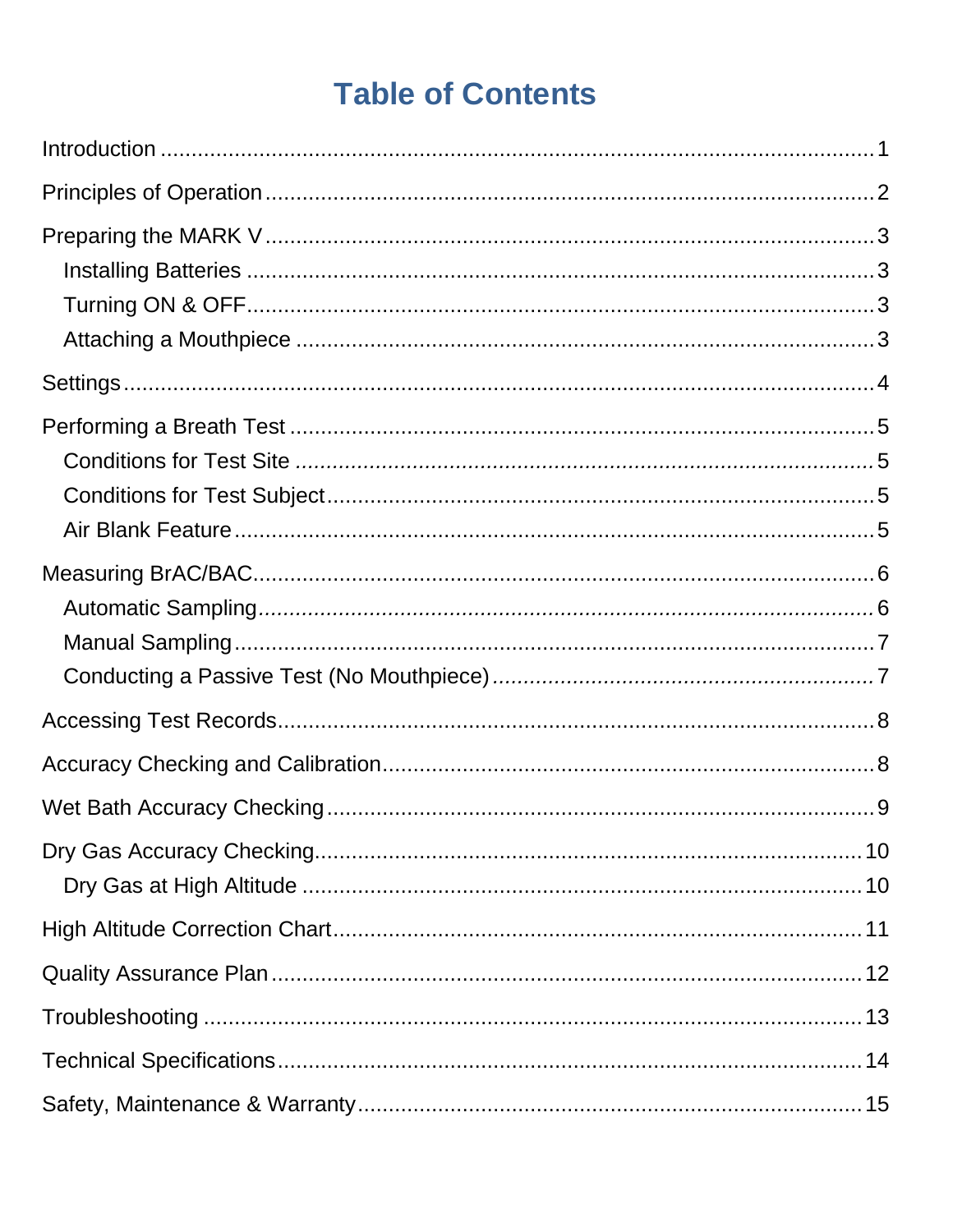# Table of Contents

Introduction ........................................................................................................ 1

Principles of Operation ........................................................................................ 2

Preparing the MARK V ........................................................................................ 3

- Installing Batteries ........................................................................................ 3
- Turning ON & OFF ......................................................................................... 3
- Attaching a Mouthpiece ................................................................................. 3

Settings ................................................................................................................ 4

Performing a Breath Test ..................................................................................... 5

- Conditions for Test Site ................................................................................. 5
- Conditions for Test Subject ........................................................................... 5
- Air Blank Feature ........................................................................................... 5

Measuring BrAC/BAC .......................................................................................... 6

- Automatic Sampling ....................................................................................... 6
- Manual Sampling ........................................................................................... 7
- Conducting a Passive Test (No Mouthpiece) ................................................. 7

Accessing Test Records ....................................................................................... 8

Accuracy Checking and Calibration ..................................................................... 8

Wet Bath Accuracy Checking ............................................................................... 9

Dry Gas Accuracy Checking ............................................................................... 10

- Dry Gas at High Altitude .............................................................................. 10

High Altitude Correction Chart ........................................................................... 11

Quality Assurance Plan ...................................................................................... 12

Troubleshooting ................................................................................................. 13

Technical Specifications ..................................................................................... 14

Safety, Maintenance & Warranty ........................................................................ 15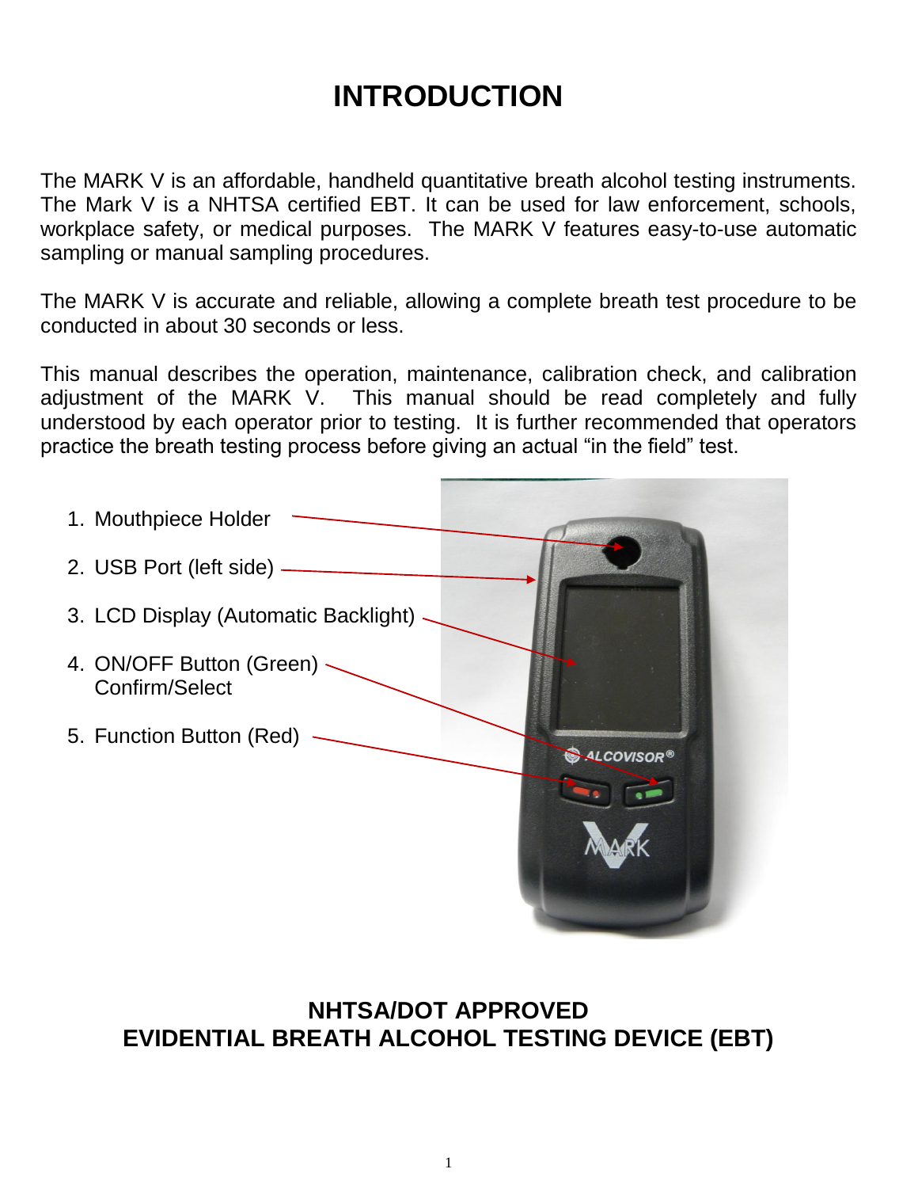# INTRODUCTION

The MARK V is an affordable, handheld quantitative breath alcohol testing instruments. The Mark V is a NHTSA certified EBT. It can be used for law enforcement, schools, workplace safety, or medical purposes. The MARK V features easy-to-use automatic sampling or manual sampling procedures.

The MARK V is accurate and reliable, allowing a complete breath test procedure to be conducted in about 30 seconds or less.

This manual describes the operation, maintenance, calibration check, and calibration adjustment of the MARK V. This manual should be read completely and fully understood by each operator prior to testing. It is further recommended that operators practice the breath testing process before giving an actual “in the field” test.

1. Mouthpiece Holder
2. USB Port (left side)
3. LCD Display (Automatic Backlight)
4. ON/OFF Button (Green)
   Confirm/Select
5. Function Button (Red)

## NHTSA/DOT APPROVED
## EVIDENTIAL BREATH ALCOHOL TESTING DEVICE (EBT)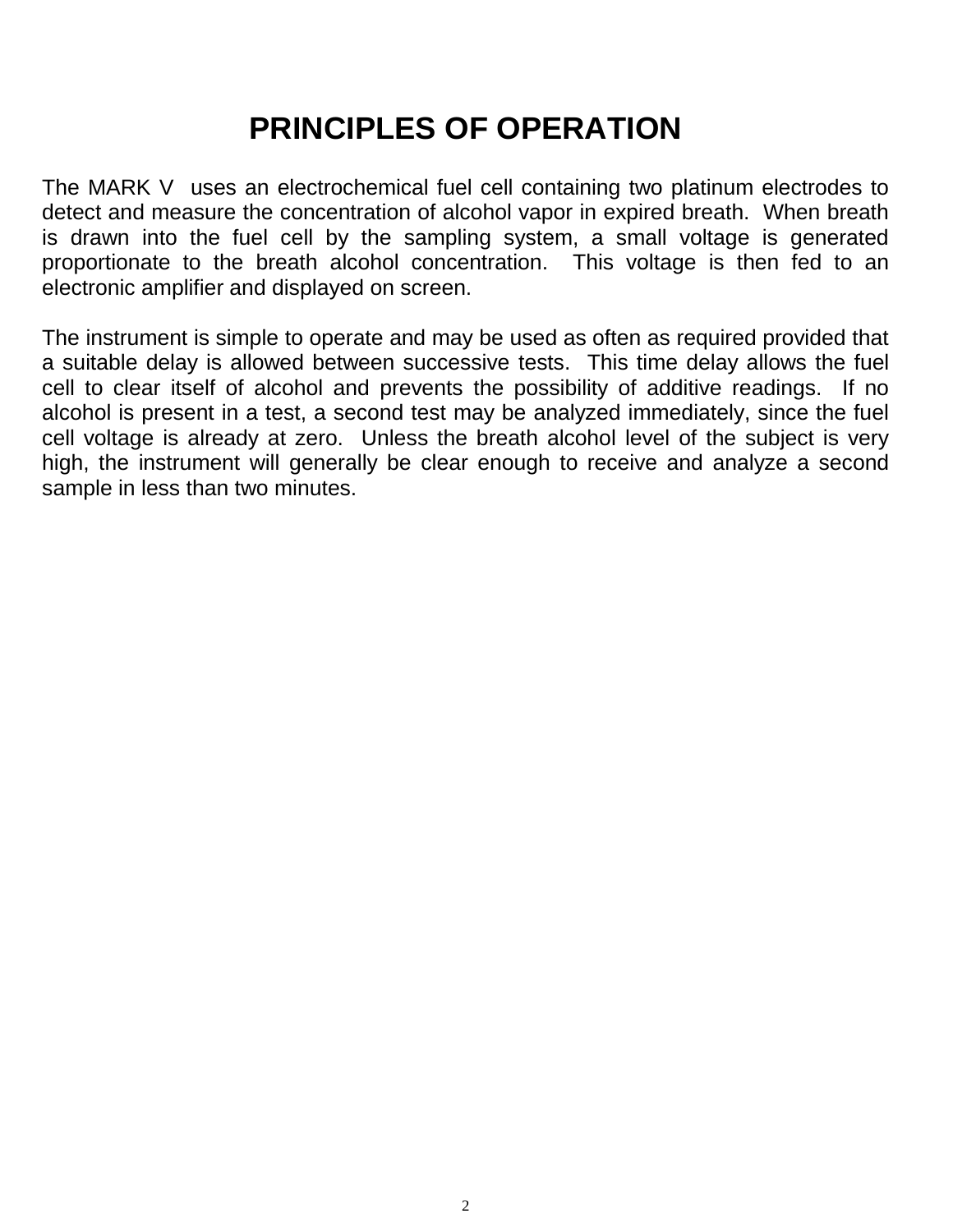# PRINCIPLES OF OPERATION

The MARK V uses an electrochemical fuel cell containing two platinum electrodes to detect and measure the concentration of alcohol vapor in expired breath. When breath is drawn into the fuel cell by the sampling system, a small voltage is generated proportionate to the breath alcohol concentration. This voltage is then fed to an electronic amplifier and displayed on screen.

The instrument is simple to operate and may be used as often as required provided that a suitable delay is allowed between successive tests. This time delay allows the fuel cell to clear itself of alcohol and prevents the possibility of additive readings. If no alcohol is present in a test, a second test may be analyzed immediately, since the fuel cell voltage is already at zero. Unless the breath alcohol level of the subject is very high, the instrument will generally be clear enough to receive and analyze a second sample in less than two minutes.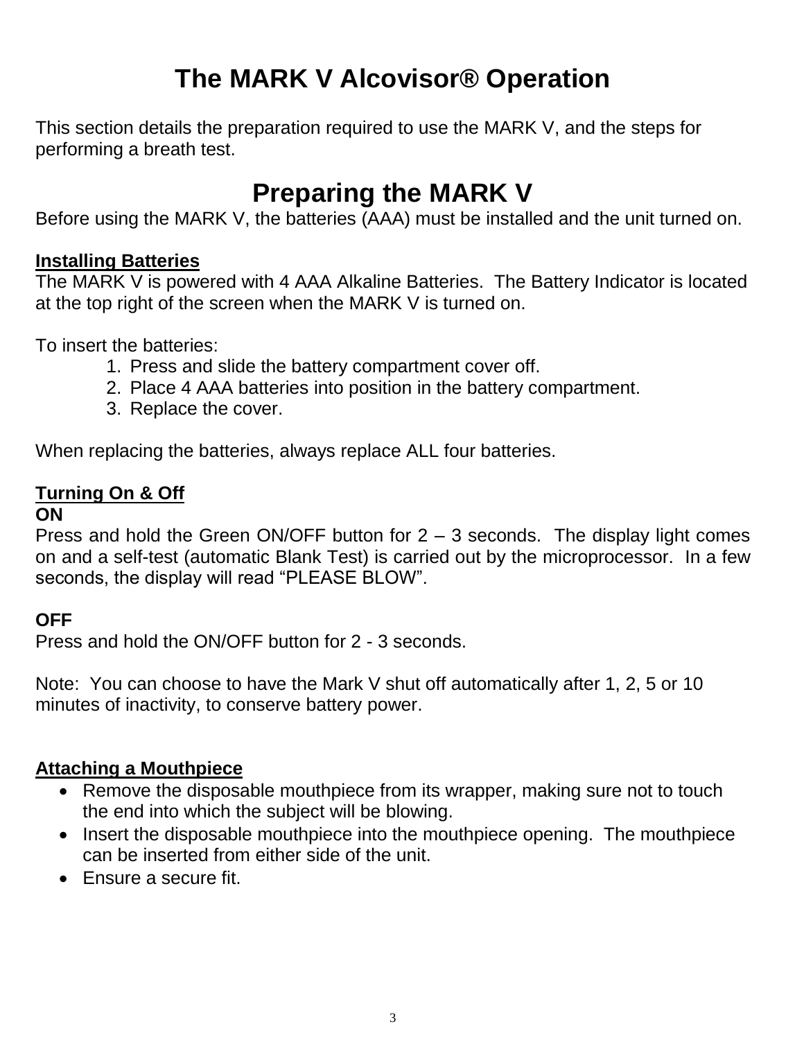# The MARK V Alcovisor® Operation

This section details the preparation required to use the MARK V, and the steps for performing a breath test.

## Preparing the MARK V

Before using the MARK V, the batteries (AAA) must be installed and the unit turned on.

**Installing Batteries**

The MARK V is powered with 4 AAA Alkaline Batteries. The Battery Indicator is located at the top right of the screen when the MARK V is turned on.

To insert the batteries:

1. Press and slide the battery compartment cover off.
2. Place 4 AAA batteries into position in the battery compartment.
3. Replace the cover.

When replacing the batteries, always replace ALL four batteries.

**Turning On & Off**

**ON**

Press and hold the Green ON/OFF button for 2 – 3 seconds. The display light comes on and a self-test (automatic Blank Test) is carried out by the microprocessor. In a few seconds, the display will read "PLEASE BLOW".

**OFF**

Press and hold the ON/OFF button for 2 - 3 seconds.

Note: You can choose to have the Mark V shut off automatically after 1, 2, 5 or 10 minutes of inactivity, to conserve battery power.

**Attaching a Mouthpiece**

- Remove the disposable mouthpiece from its wrapper, making sure not to touch the end into which the subject will be blowing.
- Insert the disposable mouthpiece into the mouthpiece opening. The mouthpiece can be inserted from either side of the unit.
- Ensure a secure fit.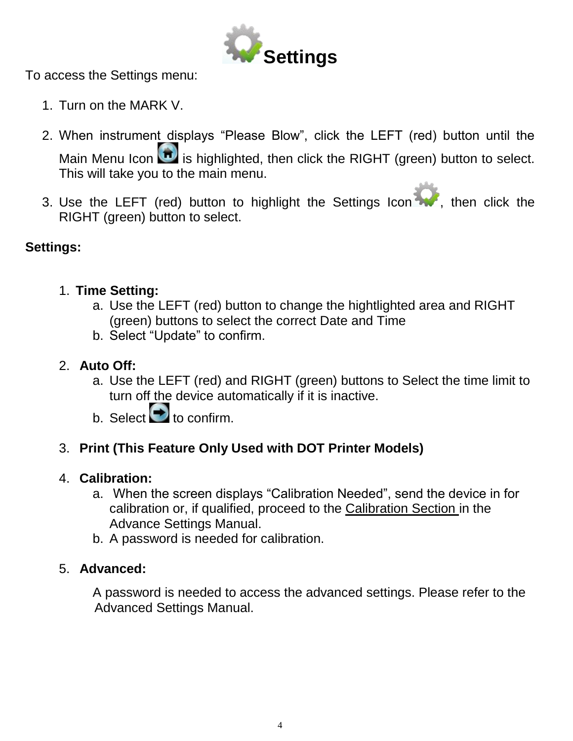# Settings

To access the Settings menu:

1. Turn on the MARK V.

2. When instrument displays “Please Blow”, click the LEFT (red) button until the Main Menu Icon is highlighted, then click the RIGHT (green) button to select. This will take you to the main menu.

3. Use the LEFT (red) button to highlight the Settings Icon, then click the RIGHT (green) button to select.

**Settings:**

1. **Time Setting:**
   a. Use the LEFT (red) button to change the hightlighted area and RIGHT (green) buttons to select the correct Date and Time
   b. Select “Update” to confirm.

2. **Auto Off:**
   a. Use the LEFT (red) and RIGHT (green) buttons to Select the time limit to turn off the device automatically if it is inactive.
   b. Select to confirm.

3. **Print (This Feature Only Used with DOT Printer Models)**

4. **Calibration:**
   a. When the screen displays “Calibration Needed”, send the device in for calibration or, if qualified, proceed to the Calibration Section in the Advance Settings Manual.
   b. A password is needed for calibration.

5. **Advanced:**

   A password is needed to access the advanced settings. Please refer to the Advanced Settings Manual.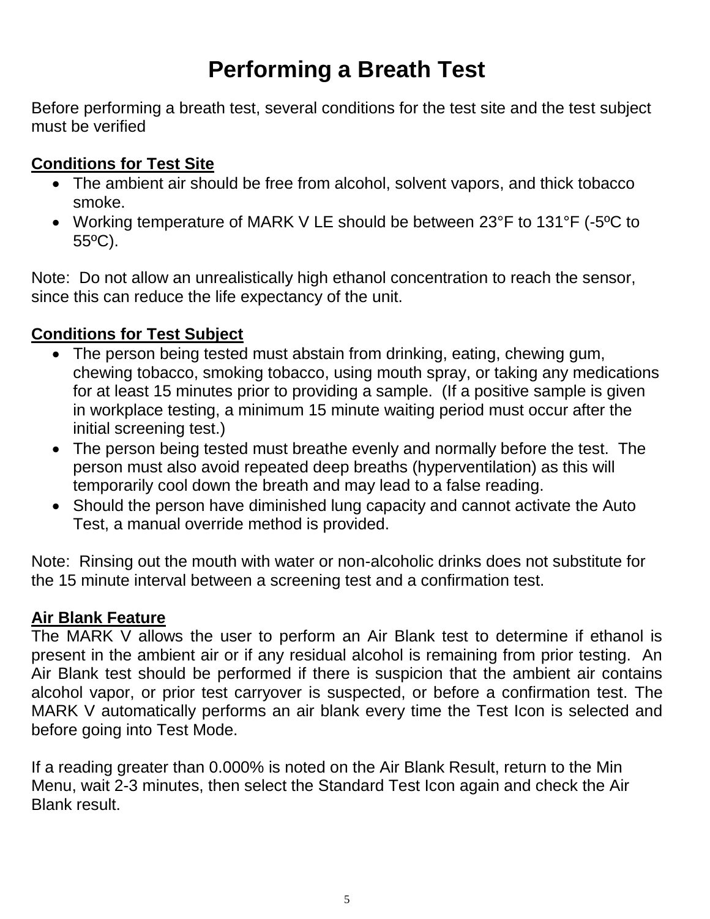# Performing a Breath Test

Before performing a breath test, several conditions for the test site and the test subject must be verified

**Conditions for Test Site**

- The ambient air should be free from alcohol, solvent vapors, and thick tobacco smoke.
- Working temperature of MARK V LE should be between 23°F to 131°F (-5ºC to 55ºC).

Note: Do not allow an unrealistically high ethanol concentration to reach the sensor, since this can reduce the life expectancy of the unit.

**Conditions for Test Subject**

- The person being tested must abstain from drinking, eating, chewing gum, chewing tobacco, smoking tobacco, using mouth spray, or taking any medications for at least 15 minutes prior to providing a sample. (If a positive sample is given in workplace testing, a minimum 15 minute waiting period must occur after the initial screening test.)
- The person being tested must breathe evenly and normally before the test. The person must also avoid repeated deep breaths (hyperventilation) as this will temporarily cool down the breath and may lead to a false reading.
- Should the person have diminished lung capacity and cannot activate the Auto Test, a manual override method is provided.

Note: Rinsing out the mouth with water or non-alcoholic drinks does not substitute for the 15 minute interval between a screening test and a confirmation test.

**Air Blank Feature**

The MARK V allows the user to perform an Air Blank test to determine if ethanol is present in the ambient air or if any residual alcohol is remaining from prior testing. An Air Blank test should be performed if there is suspicion that the ambient air contains alcohol vapor, or prior test carryover is suspected, or before a confirmation test. The MARK V automatically performs an air blank every time the Test Icon is selected and before going into Test Mode.

If a reading greater than 0.000% is noted on the Air Blank Result, return to the Min Menu, wait 2-3 minutes, then select the Standard Test Icon again and check the Air Blank result.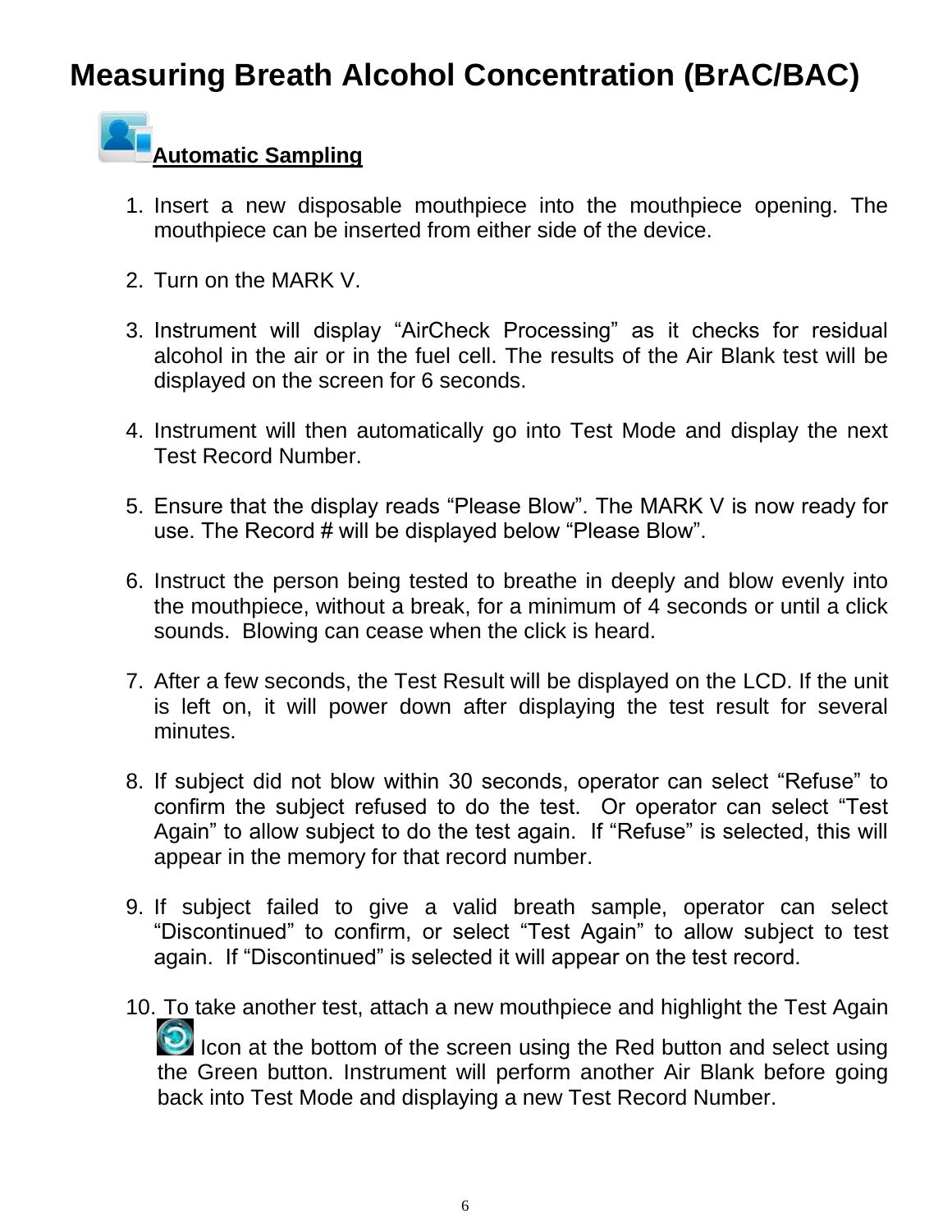# Measuring Breath Alcohol Concentration (BrAC/BAC)

## Automatic Sampling

1. Insert a new disposable mouthpiece into the mouthpiece opening. The mouthpiece can be inserted from either side of the device.

2. Turn on the MARK V.

3. Instrument will display “AirCheck Processing” as it checks for residual alcohol in the air or in the fuel cell. The results of the Air Blank test will be displayed on the screen for 6 seconds.

4. Instrument will then automatically go into Test Mode and display the next Test Record Number.

5. Ensure that the display reads “Please Blow”. The MARK V is now ready for use. The Record # will be displayed below “Please Blow”.

6. Instruct the person being tested to breathe in deeply and blow evenly into the mouthpiece, without a break, for a minimum of 4 seconds or until a click sounds. Blowing can cease when the click is heard.

7. After a few seconds, the Test Result will be displayed on the LCD. If the unit is left on, it will power down after displaying the test result for several minutes.

8. If subject did not blow within 30 seconds, operator can select “Refuse” to confirm the subject refused to do the test. Or operator can select “Test Again” to allow subject to do the test again. If “Refuse” is selected, this will appear in the memory for that record number.

9. If subject failed to give a valid breath sample, operator can select “Discontinued” to confirm, or select “Test Again” to allow subject to test again. If “Discontinued” is selected it will appear on the test record.

10. To take another test, attach a new mouthpiece and highlight the Test Again Icon at the bottom of the screen using the Red button and select using the Green button. Instrument will perform another Air Blank before going back into Test Mode and displaying a new Test Record Number.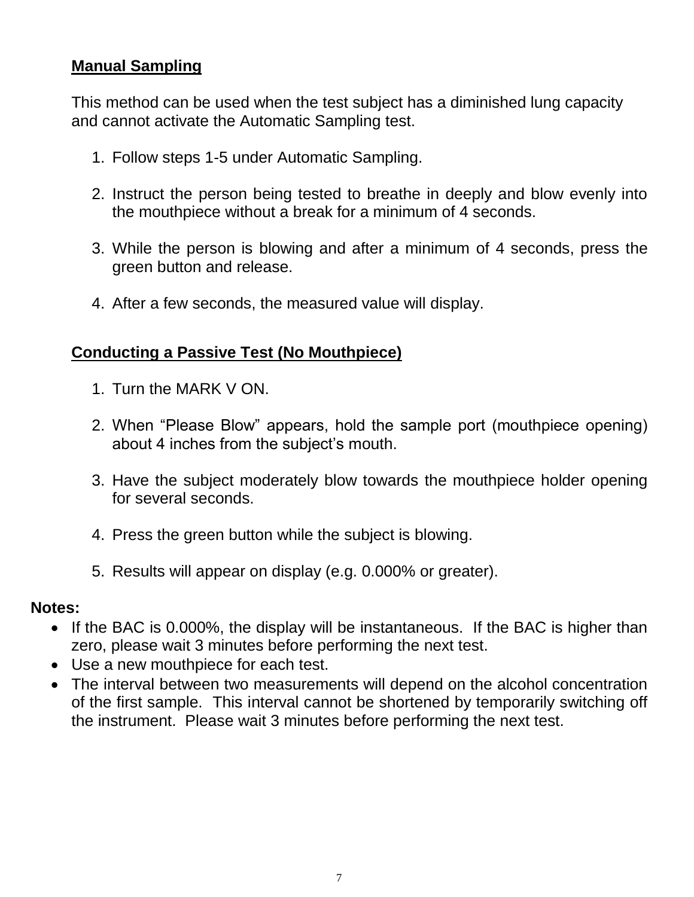## Manual Sampling

This method can be used when the test subject has a diminished lung capacity and cannot activate the Automatic Sampling test.

1. Follow steps 1-5 under Automatic Sampling.

2. Instruct the person being tested to breathe in deeply and blow evenly into the mouthpiece without a break for a minimum of 4 seconds.

3. While the person is blowing and after a minimum of 4 seconds, press the green button and release.

4. After a few seconds, the measured value will display.

## Conducting a Passive Test (No Mouthpiece)

1. Turn the MARK V ON.

2. When "Please Blow" appears, hold the sample port (mouthpiece opening) about 4 inches from the subject's mouth.

3. Have the subject moderately blow towards the mouthpiece holder opening for several seconds.

4. Press the green button while the subject is blowing.

5. Results will appear on display (e.g. 0.000% or greater).

**Notes:**

- If the BAC is 0.000%, the display will be instantaneous. If the BAC is higher than zero, please wait 3 minutes before performing the next test.
- Use a new mouthpiece for each test.
- The interval between two measurements will depend on the alcohol concentration of the first sample. This interval cannot be shortened by temporarily switching off the instrument. Please wait 3 minutes before performing the next test.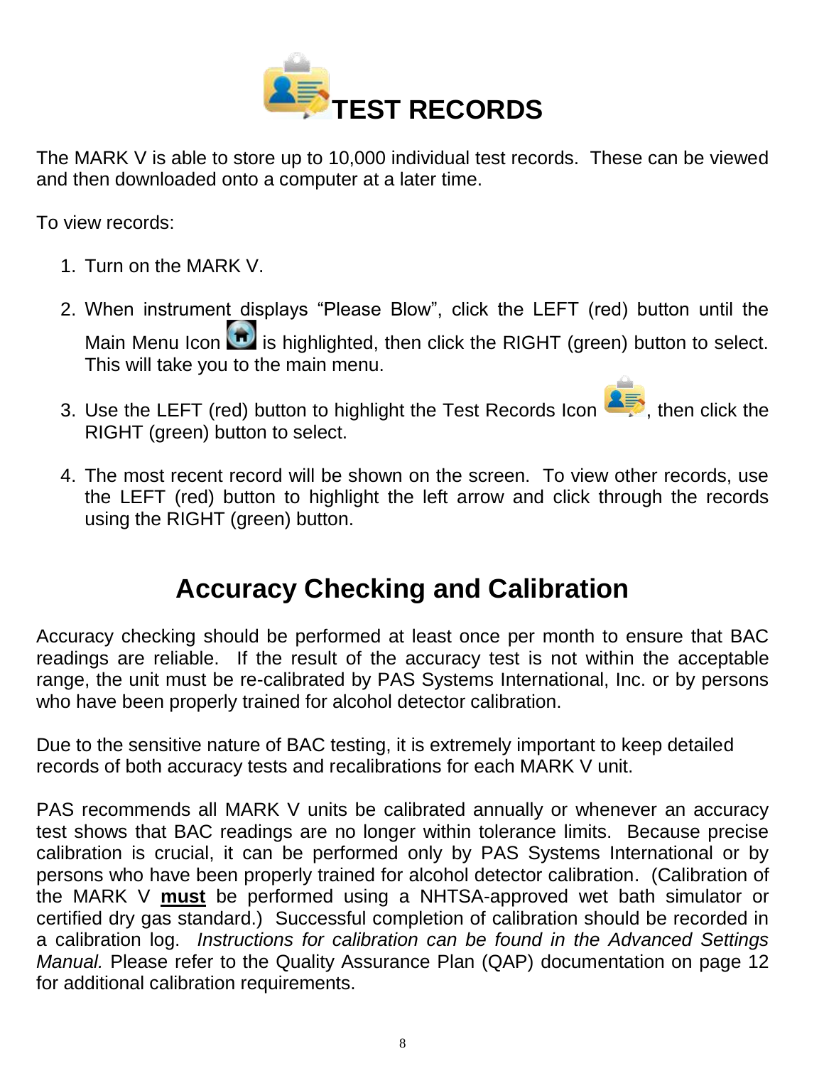# TEST RECORDS

The MARK V is able to store up to 10,000 individual test records. These can be viewed and then downloaded onto a computer at a later time.

To view records:

1. Turn on the MARK V.
2. When instrument displays "Please Blow", click the LEFT (red) button until the Main Menu Icon is highlighted, then click the RIGHT (green) button to select. This will take you to the main menu.
3. Use the LEFT (red) button to highlight the Test Records Icon , then click the RIGHT (green) button to select.
4. The most recent record will be shown on the screen. To view other records, use the LEFT (red) button to highlight the left arrow and click through the records using the RIGHT (green) button.

## Accuracy Checking and Calibration

Accuracy checking should be performed at least once per month to ensure that BAC readings are reliable. If the result of the accuracy test is not within the acceptable range, the unit must be re-calibrated by PAS Systems International, Inc. or by persons who have been properly trained for alcohol detector calibration.

Due to the sensitive nature of BAC testing, it is extremely important to keep detailed records of both accuracy tests and recalibrations for each MARK V unit.

PAS recommends all MARK V units be calibrated annually or whenever an accuracy test shows that BAC readings are no longer within tolerance limits. Because precise calibration is crucial, it can be performed only by PAS Systems International or by persons who have been properly trained for alcohol detector calibration. (Calibration of the MARK V **must** be performed using a NHTSA-approved wet bath simulator or certified dry gas standard.) Successful completion of calibration should be recorded in a calibration log. *Instructions for calibration can be found in the Advanced Settings Manual.* Please refer to the Quality Assurance Plan (QAP) documentation on page 12 for additional calibration requirements.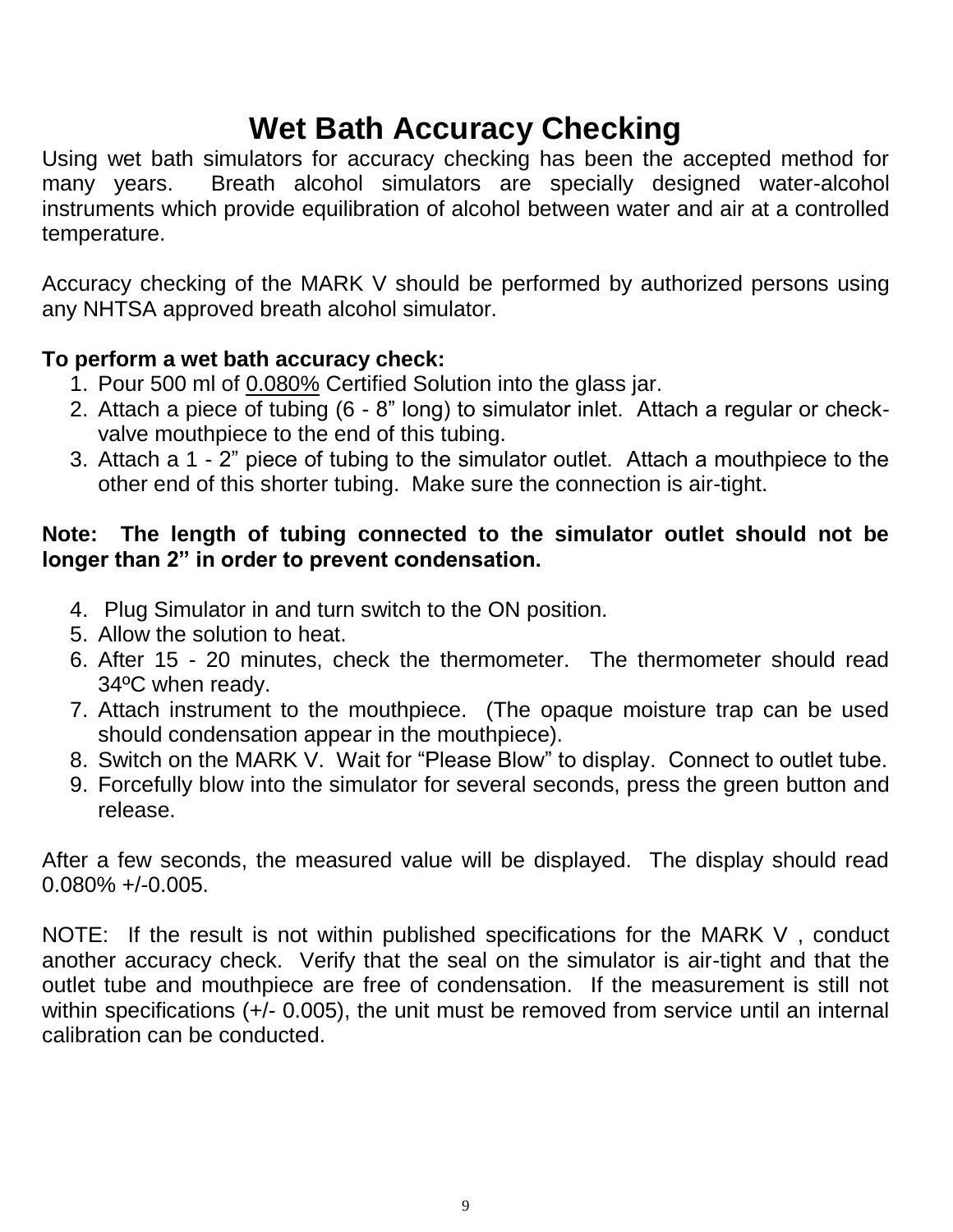# Wet Bath Accuracy Checking

Using wet bath simulators for accuracy checking has been the accepted method for many years. Breath alcohol simulators are specially designed water-alcohol instruments which provide equilibration of alcohol between water and air at a controlled temperature.

Accuracy checking of the MARK V should be performed by authorized persons using any NHTSA approved breath alcohol simulator.

**To perform a wet bath accuracy check:**

1. Pour 500 ml of <u>0.080%</u> Certified Solution into the glass jar.
2. Attach a piece of tubing (6 - 8" long) to simulator inlet. Attach a regular or check-valve mouthpiece to the end of this tubing.
3. Attach a 1 - 2" piece of tubing to the simulator outlet. Attach a mouthpiece to the other end of this shorter tubing. Make sure the connection is air-tight.

**Note: The length of tubing connected to the simulator outlet should not be longer than 2" in order to prevent condensation.**

4. Plug Simulator in and turn switch to the ON position.
5. Allow the solution to heat.
6. After 15 - 20 minutes, check the thermometer. The thermometer should read 34ºC when ready.
7. Attach instrument to the mouthpiece. (The opaque moisture trap can be used should condensation appear in the mouthpiece).
8. Switch on the MARK V. Wait for "Please Blow" to display. Connect to outlet tube.
9. Forcefully blow into the simulator for several seconds, press the green button and release.

After a few seconds, the measured value will be displayed. The display should read 0.080% +/-0.005.

NOTE: If the result is not within published specifications for the MARK V , conduct another accuracy check. Verify that the seal on the simulator is air-tight and that the outlet tube and mouthpiece are free of condensation. If the measurement is still not within specifications (+/- 0.005), the unit must be removed from service until an internal calibration can be conducted.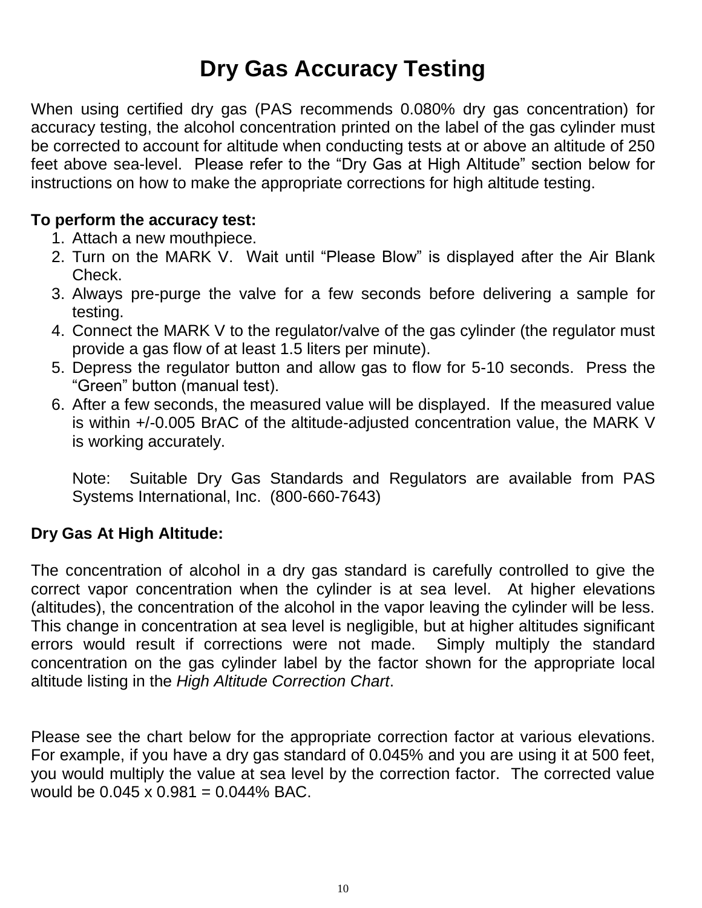# Dry Gas Accuracy Testing

When using certified dry gas (PAS recommends 0.080% dry gas concentration) for accuracy testing, the alcohol concentration printed on the label of the gas cylinder must be corrected to account for altitude when conducting tests at or above an altitude of 250 feet above sea-level. Please refer to the “Dry Gas at High Altitude” section below for instructions on how to make the appropriate corrections for high altitude testing.

**To perform the accuracy test:**

1. Attach a new mouthpiece.
2. Turn on the MARK V. Wait until “Please Blow” is displayed after the Air Blank Check.
3. Always pre-purge the valve for a few seconds before delivering a sample for testing.
4. Connect the MARK V to the regulator/valve of the gas cylinder (the regulator must provide a gas flow of at least 1.5 liters per minute).
5. Depress the regulator button and allow gas to flow for 5-10 seconds. Press the “Green” button (manual test).
6. After a few seconds, the measured value will be displayed. If the measured value is within +/-0.005 BrAC of the altitude-adjusted concentration value, the MARK V is working accurately.

   Note: Suitable Dry Gas Standards and Regulators are available from PAS Systems International, Inc. (800-660-7643)

**Dry Gas At High Altitude:**

The concentration of alcohol in a dry gas standard is carefully controlled to give the correct vapor concentration when the cylinder is at sea level. At higher elevations (altitudes), the concentration of the alcohol in the vapor leaving the cylinder will be less. This change in concentration at sea level is negligible, but at higher altitudes significant errors would result if corrections were not made. Simply multiply the standard concentration on the gas cylinder label by the factor shown for the appropriate local altitude listing in the *High Altitude Correction Chart*.

Please see the chart below for the appropriate correction factor at various elevations. For example, if you have a dry gas standard of 0.045% and you are using it at 500 feet, you would multiply the value at sea level by the correction factor. The corrected value would be 0.045 x 0.981 = 0.044% BAC.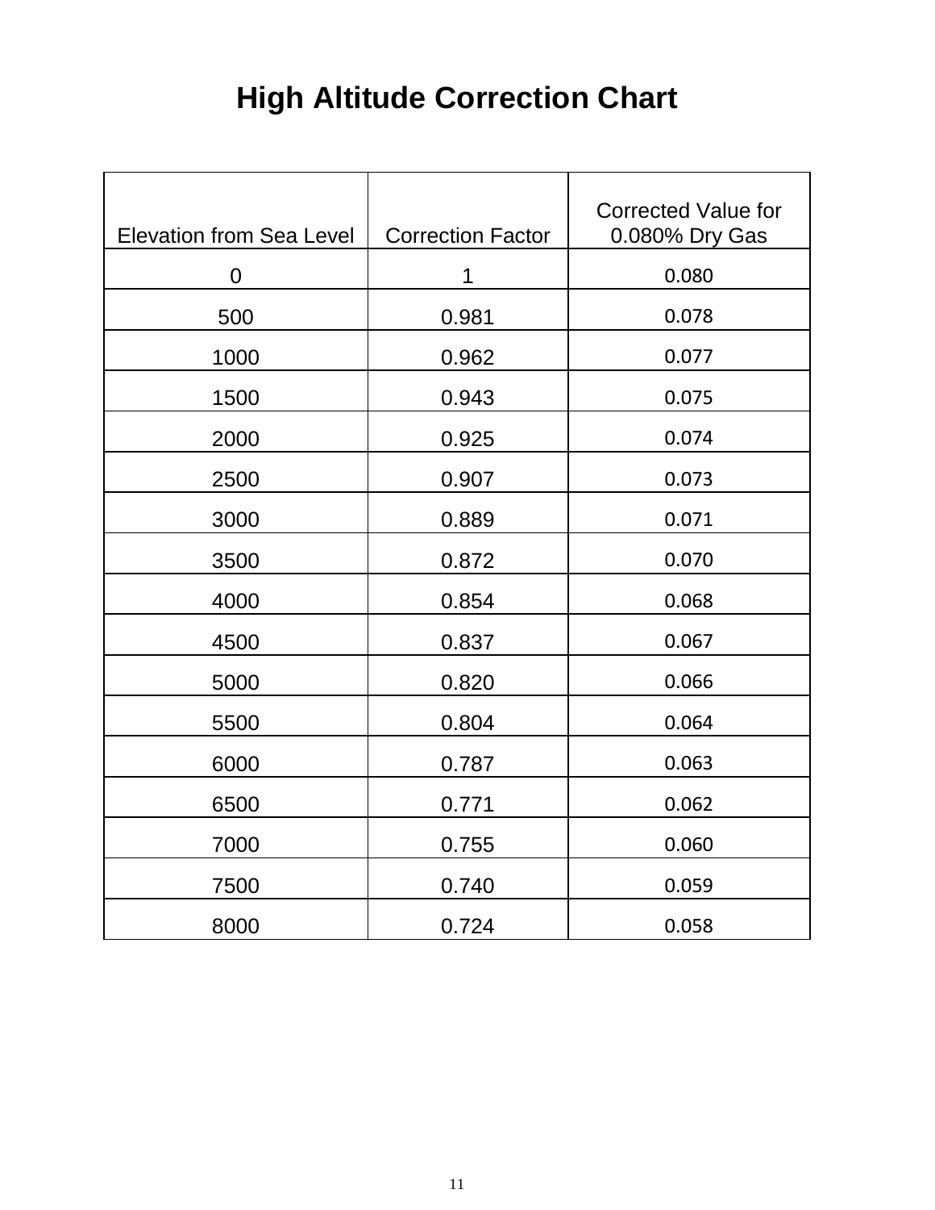# High Altitude Correction Chart

| Elevation from Sea Level | Correction Factor | Corrected Value for 0.080% Dry Gas |
|---|---|---|
| 0 | 1 | 0.080 |
| 500 | 0.981 | 0.078 |
| 1000 | 0.962 | 0.077 |
| 1500 | 0.943 | 0.075 |
| 2000 | 0.925 | 0.074 |
| 2500 | 0.907 | 0.073 |
| 3000 | 0.889 | 0.071 |
| 3500 | 0.872 | 0.070 |
| 4000 | 0.854 | 0.068 |
| 4500 | 0.837 | 0.067 |
| 5000 | 0.820 | 0.066 |
| 5500 | 0.804 | 0.064 |
| 6000 | 0.787 | 0.063 |
| 6500 | 0.771 | 0.062 |
| 7000 | 0.755 | 0.060 |
| 7500 | 0.740 | 0.059 |
| 8000 | 0.724 | 0.058 |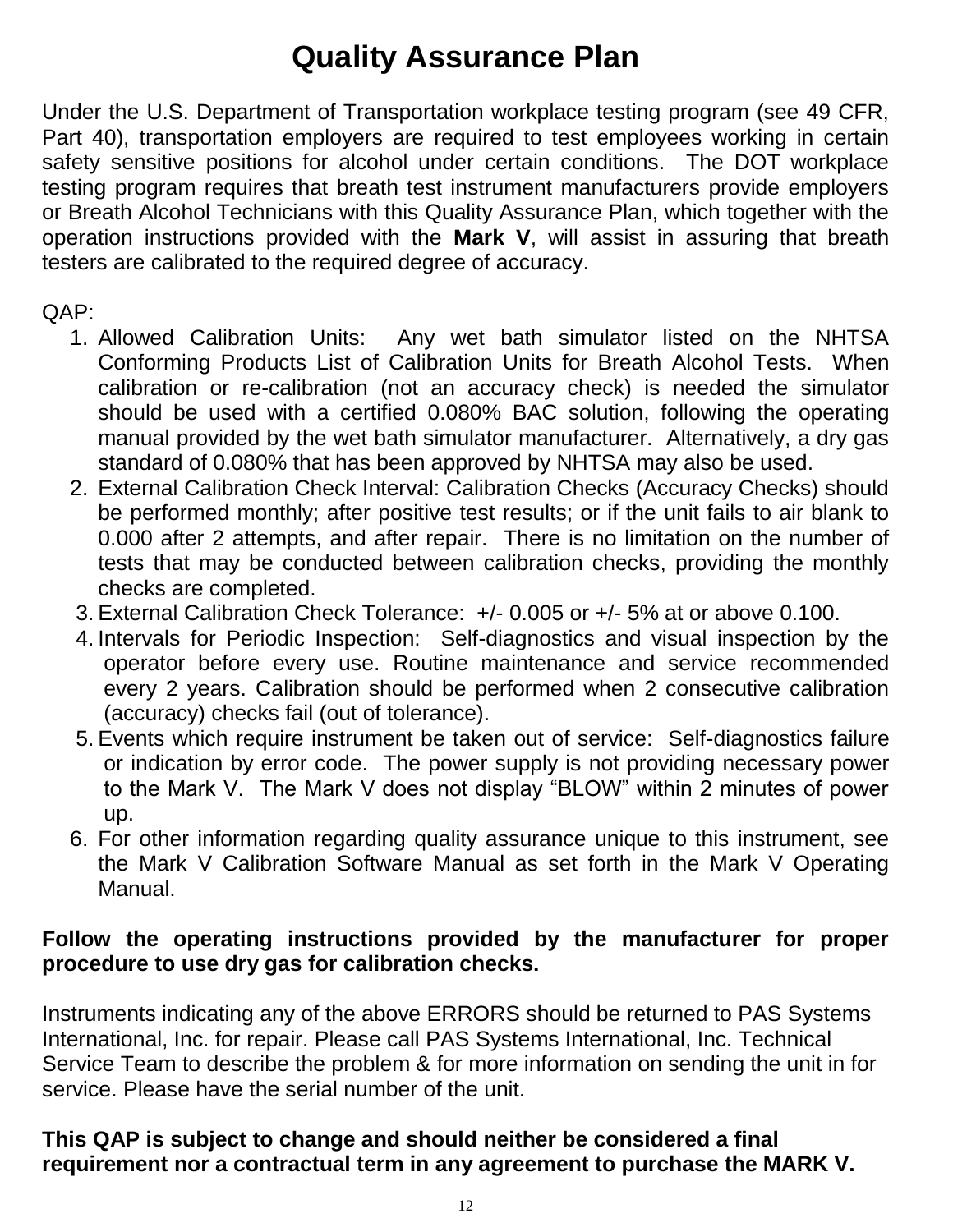# Quality Assurance Plan

Under the U.S. Department of Transportation workplace testing program (see 49 CFR, Part 40), transportation employers are required to test employees working in certain safety sensitive positions for alcohol under certain conditions. The DOT workplace testing program requires that breath test instrument manufacturers provide employers or Breath Alcohol Technicians with this Quality Assurance Plan, which together with the operation instructions provided with the **Mark V**, will assist in assuring that breath testers are calibrated to the required degree of accuracy.

QAP:

1. Allowed Calibration Units: Any wet bath simulator listed on the NHTSA Conforming Products List of Calibration Units for Breath Alcohol Tests. When calibration or re-calibration (not an accuracy check) is needed the simulator should be used with a certified 0.080% BAC solution, following the operating manual provided by the wet bath simulator manufacturer. Alternatively, a dry gas standard of 0.080% that has been approved by NHTSA may also be used.
2. External Calibration Check Interval: Calibration Checks (Accuracy Checks) should be performed monthly; after positive test results; or if the unit fails to air blank to 0.000 after 2 attempts, and after repair. There is no limitation on the number of tests that may be conducted between calibration checks, providing the monthly checks are completed.
3. External Calibration Check Tolerance: +/- 0.005 or +/- 5% at or above 0.100.
4. Intervals for Periodic Inspection: Self-diagnostics and visual inspection by the operator before every use. Routine maintenance and service recommended every 2 years. Calibration should be performed when 2 consecutive calibration (accuracy) checks fail (out of tolerance).
5. Events which require instrument be taken out of service: Self-diagnostics failure or indication by error code. The power supply is not providing necessary power to the Mark V. The Mark V does not display “BLOW” within 2 minutes of power up.
6. For other information regarding quality assurance unique to this instrument, see the Mark V Calibration Software Manual as set forth in the Mark V Operating Manual.

**Follow the operating instructions provided by the manufacturer for proper procedure to use dry gas for calibration checks.**

Instruments indicating any of the above ERRORS should be returned to PAS Systems International, Inc. for repair. Please call PAS Systems International, Inc. Technical Service Team to describe the problem & for more information on sending the unit in for service. Please have the serial number of the unit.

**This QAP is subject to change and should neither be considered a final requirement nor a contractual term in any agreement to purchase the MARK V.**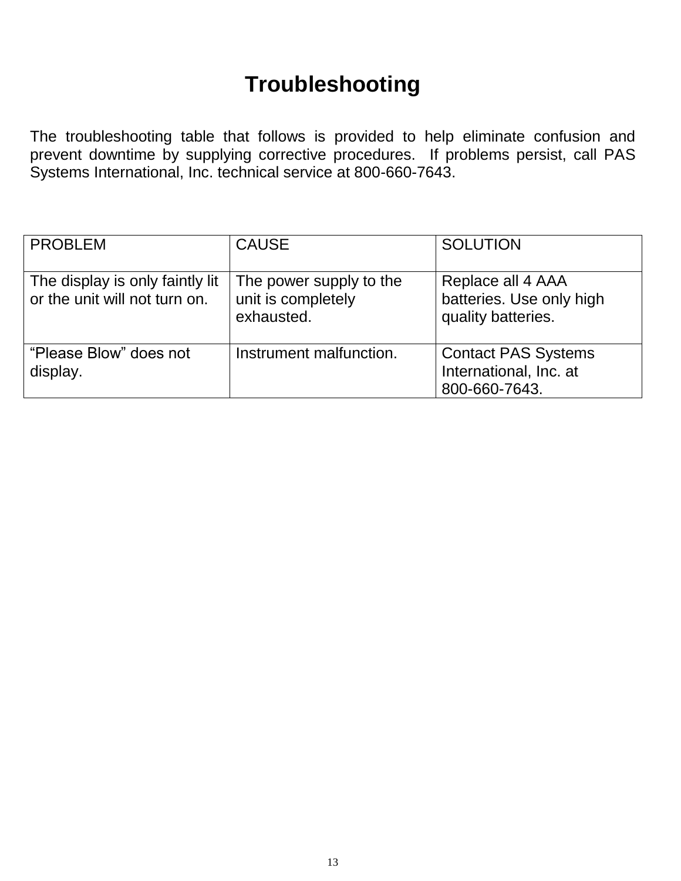# Troubleshooting

The troubleshooting table that follows is provided to help eliminate confusion and prevent downtime by supplying corrective procedures. If problems persist, call PAS Systems International, Inc. technical service at 800-660-7643.

| PROBLEM | CAUSE | SOLUTION |
|---|---|---|
| The display is only faintly lit or the unit will not turn on. | The power supply to the unit is completely exhausted. | Replace all 4 AAA batteries. Use only high quality batteries. |
| “Please Blow” does not display. | Instrument malfunction. | Contact PAS Systems International, Inc. at 800-660-7643. |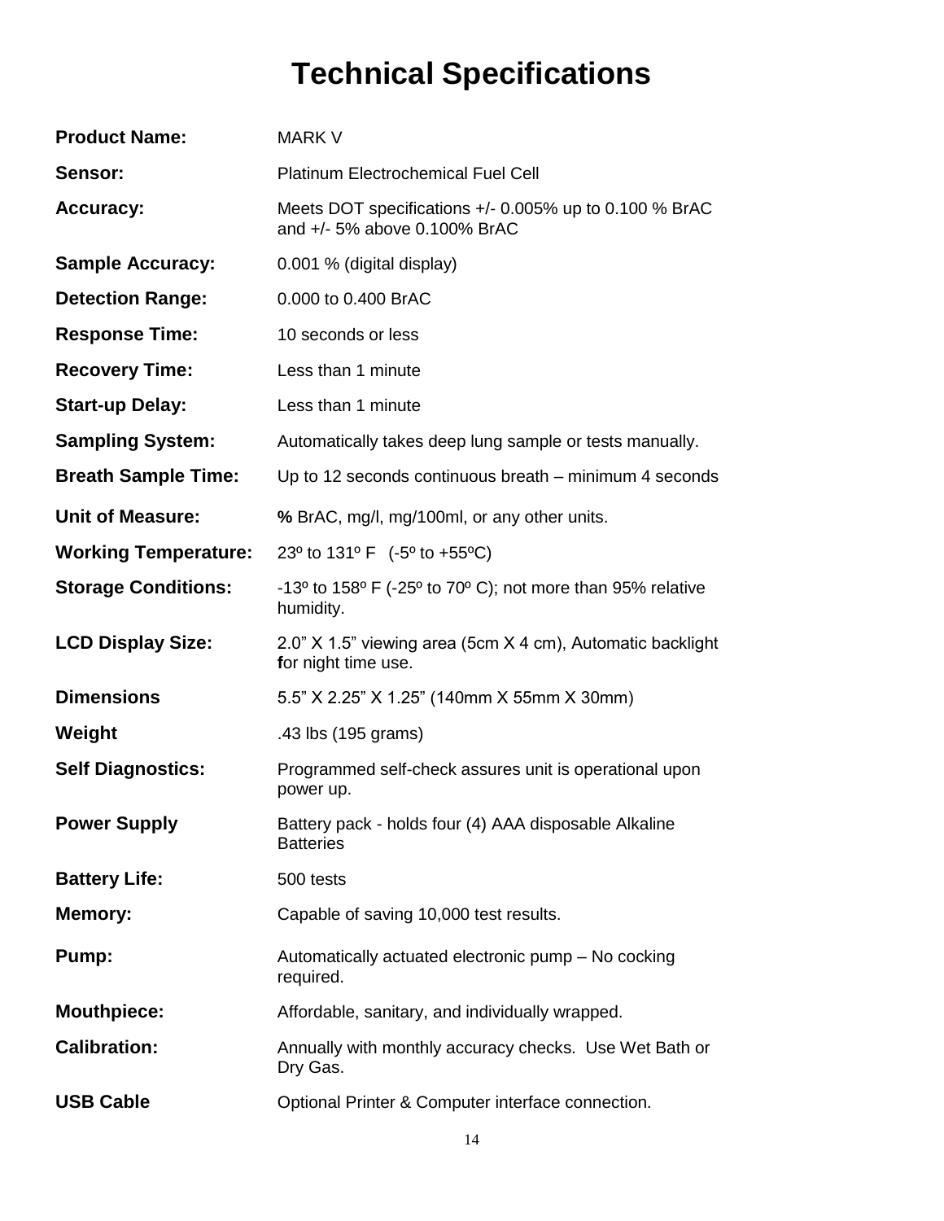# Technical Specifications

| | |
|---|---|
| **Product Name:** | MARK V |
| **Sensor:** | Platinum Electrochemical Fuel Cell |
| **Accuracy:** | Meets DOT specifications +/- 0.005% up to 0.100 % BrAC and +/- 5% above 0.100% BrAC |
| **Sample Accuracy:** | 0.001 % (digital display) |
| **Detection Range:** | 0.000 to 0.400 BrAC |
| **Response Time:** | 10 seconds or less |
| **Recovery Time:** | Less than 1 minute |
| **Start-up Delay:** | Less than 1 minute |
| **Sampling System:** | Automatically takes deep lung sample or tests manually. |
| **Breath Sample Time:** | Up to 12 seconds continuous breath – minimum 4 seconds |
| **Unit of Measure:** | **%** BrAC, mg/l, mg/100ml, or any other units. |
| **Working Temperature:** | 23º to 131º F (-5º to +55ºC) |
| **Storage Conditions:** | -13º to 158º F (-25º to 70º C); not more than 95% relative humidity. |
| **LCD Display Size:** | 2.0" X 1.5" viewing area (5cm X 4 cm), Automatic backlight for night time use. |
| **Dimensions** | 5.5" X 2.25" X 1.25" (140mm X 55mm X 30mm) |
| **Weight** | .43 lbs (195 grams) |
| **Self Diagnostics:** | Programmed self-check assures unit is operational upon power up. |
| **Power Supply** | Battery pack - holds four (4) AAA disposable Alkaline Batteries |
| **Battery Life:** | 500 tests |
| **Memory:** | Capable of saving 10,000 test results. |
| **Pump:** | Automatically actuated electronic pump – No cocking required. |
| **Mouthpiece:** | Affordable, sanitary, and individually wrapped. |
| **Calibration:** | Annually with monthly accuracy checks. Use Wet Bath or Dry Gas. |
| **USB Cable** | Optional Printer & Computer interface connection. |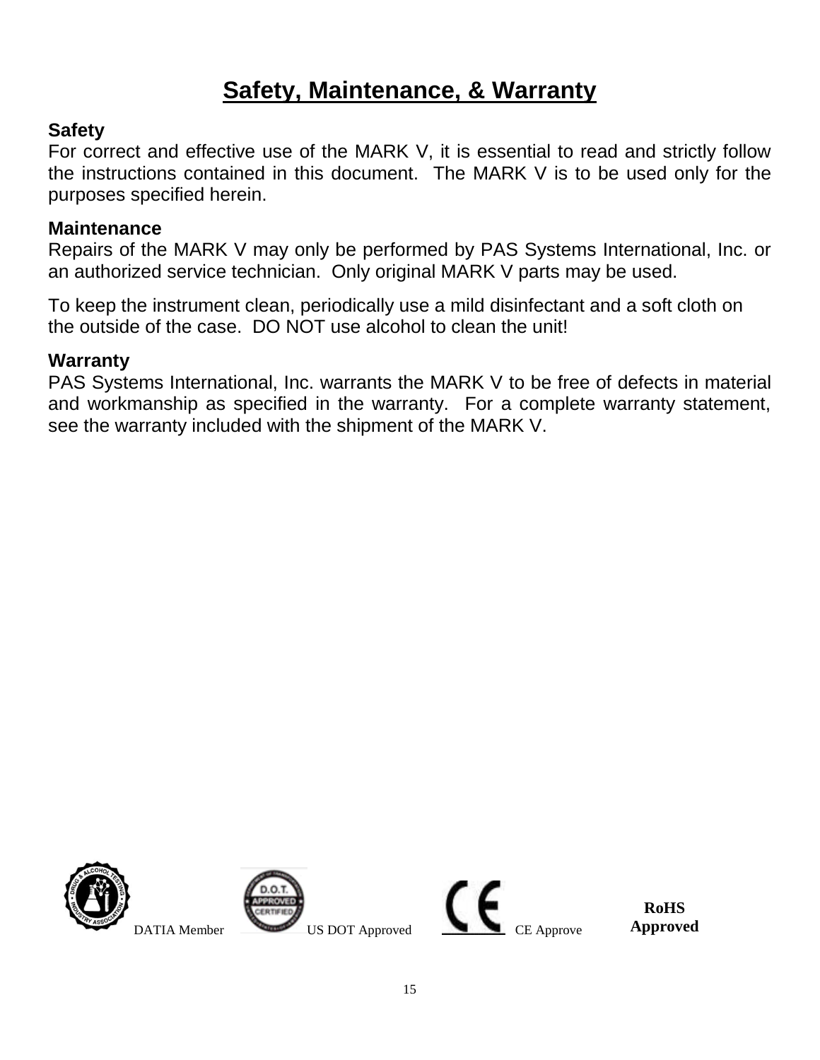# Safety, Maintenance, & Warranty

**Safety**

For correct and effective use of the MARK V, it is essential to read and strictly follow the instructions contained in this document. The MARK V is to be used only for the purposes specified herein.

**Maintenance**

Repairs of the MARK V may only be performed by PAS Systems International, Inc. or an authorized service technician. Only original MARK V parts may be used.

To keep the instrument clean, periodically use a mild disinfectant and a soft cloth on the outside of the case. DO NOT use alcohol to clean the unit!

**Warranty**

PAS Systems International, Inc. warrants the MARK V to be free of defects in material and workmanship as specified in the warranty. For a complete warranty statement, see the warranty included with the shipment of the MARK V.

DATIA Member US DOT Approved CE Approve **RoHS Approved**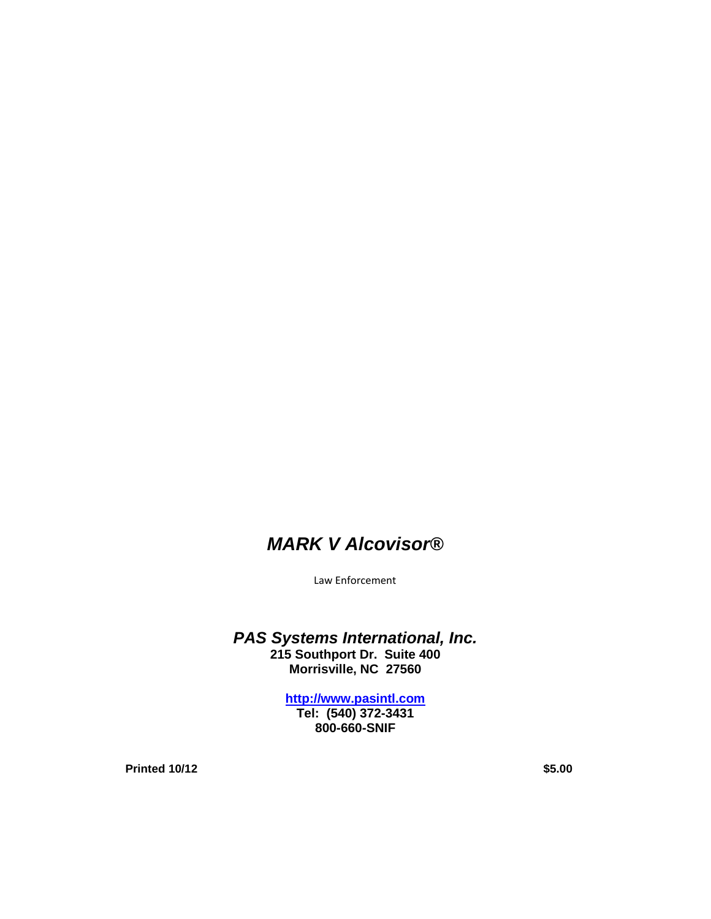# ***MARK V Alcovisor®***

Law Enforcement

***PAS Systems International, Inc.***
**215 Southport Dr. Suite 400**
**Morrisville, NC 27560**

**[http://www.pasintl.com](http://www.pasintl.com)**
**Tel: (540) 372-3431**
**800-660-SNIF**

**Printed 10/12** **$5.00**